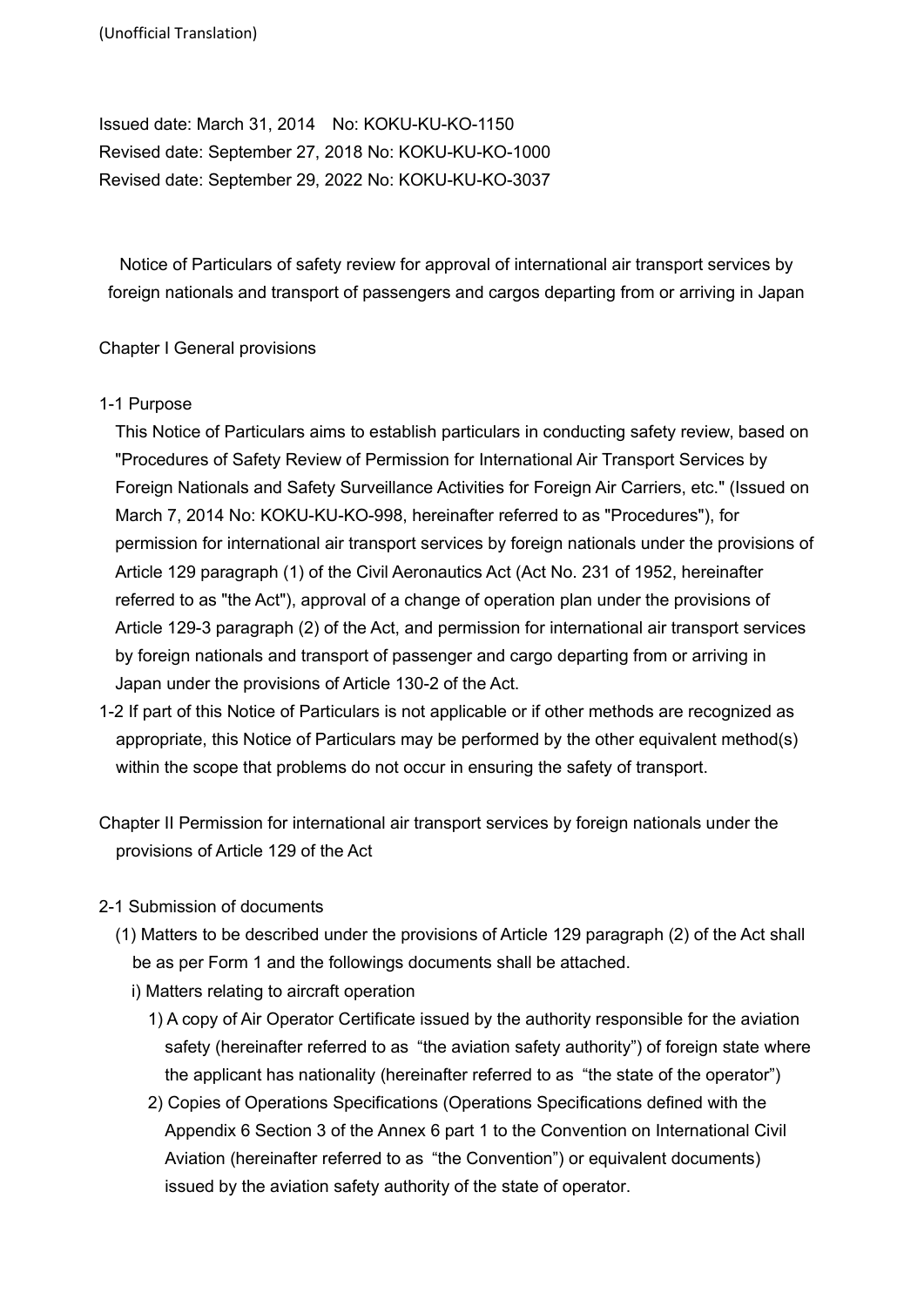(Unofficial Translation)

Issued date: March 31, 2014　No: KOKU-KU-KO-1150
Revised date: September 27, 2018 No: KOKU-KU-KO-1000
Revised date: September 29, 2022 No: KOKU-KU-KO-3037

# Notice of Particulars of safety review for approval of international air transport services by foreign nationals and transport of passengers and cargos departing from or arriving in Japan

## Chapter I General provisions

1-1 Purpose

This Notice of Particulars aims to establish particulars in conducting safety review, based on "Procedures of Safety Review of Permission for International Air Transport Services by Foreign Nationals and Safety Surveillance Activities for Foreign Air Carriers, etc." (Issued on March 7, 2014 No: KOKU-KU-KO-998, hereinafter referred to as "Procedures"), for permission for international air transport services by foreign nationals under the provisions of Article 129 paragraph (1) of the Civil Aeronautics Act (Act No. 231 of 1952, hereinafter referred to as "the Act"), approval of a change of operation plan under the provisions of Article 129-3 paragraph (2) of the Act, and permission for international air transport services by foreign nationals and transport of passenger and cargo departing from or arriving in Japan under the provisions of Article 130-2 of the Act.

1-2 If part of this Notice of Particulars is not applicable or if other methods are recognized as appropriate, this Notice of Particulars may be performed by the other equivalent method(s) within the scope that problems do not occur in ensuring the safety of transport.

## Chapter II Permission for international air transport services by foreign nationals under the provisions of Article 129 of the Act

2-1 Submission of documents

(1) Matters to be described under the provisions of Article 129 paragraph (2) of the Act shall be as per Form 1 and the followings documents shall be attached.

i) Matters relating to aircraft operation

1) A copy of Air Operator Certificate issued by the authority responsible for the aviation safety (hereinafter referred to as "the aviation safety authority") of foreign state where the applicant has nationality (hereinafter referred to as "the state of the operator")

2) Copies of Operations Specifications (Operations Specifications defined with the Appendix 6 Section 3 of the Annex 6 part 1 to the Convention on International Civil Aviation (hereinafter referred to as "the Convention") or equivalent documents) issued by the aviation safety authority of the state of operator.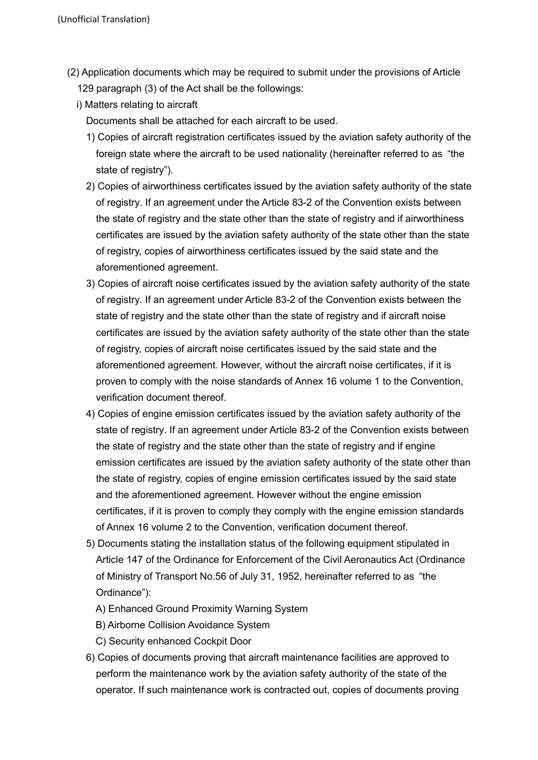(Unofficial Translation)

(2) Application documents which may be required to submit under the provisions of Article 129 paragraph (3) of the Act shall be the followings:

i) Matters relating to aircraft

Documents shall be attached for each aircraft to be used.

1) Copies of aircraft registration certificates issued by the aviation safety authority of the foreign state where the aircraft to be used nationality (hereinafter referred to as "the state of registry").

2) Copies of airworthiness certificates issued by the aviation safety authority of the state of registry. If an agreement under the Article 83-2 of the Convention exists between the state of registry and the state other than the state of registry and if airworthiness certificates are issued by the aviation safety authority of the state other than the state of registry, copies of airworthiness certificates issued by the said state and the aforementioned agreement.

3) Copies of aircraft noise certificates issued by the aviation safety authority of the state of registry. If an agreement under Article 83-2 of the Convention exists between the state of registry and the state other than the state of registry and if aircraft noise certificates are issued by the aviation safety authority of the state other than the state of registry, copies of aircraft noise certificates issued by the said state and the aforementioned agreement. However, without the aircraft noise certificates, if it is proven to comply with the noise standards of Annex 16 volume 1 to the Convention, verification document thereof.

4) Copies of engine emission certificates issued by the aviation safety authority of the state of registry. If an agreement under Article 83-2 of the Convention exists between the state of registry and the state other than the state of registry and if engine emission certificates are issued by the aviation safety authority of the state other than the state of registry, copies of engine emission certificates issued by the said state and the aforementioned agreement. However without the engine emission certificates, if it is proven to comply they comply with the engine emission standards of Annex 16 volume 2 to the Convention, verification document thereof.

5) Documents stating the installation status of the following equipment stipulated in Article 147 of the Ordinance for Enforcement of the Civil Aeronautics Act (Ordinance of Ministry of Transport No.56 of July 31, 1952, hereinafter referred to as "the Ordinance"):

A) Enhanced Ground Proximity Warning System

B) Airborne Collision Avoidance System

C) Security enhanced Cockpit Door

6) Copies of documents proving that aircraft maintenance facilities are approved to perform the maintenance work by the aviation safety authority of the state of the operator. If such maintenance work is contracted out, copies of documents proving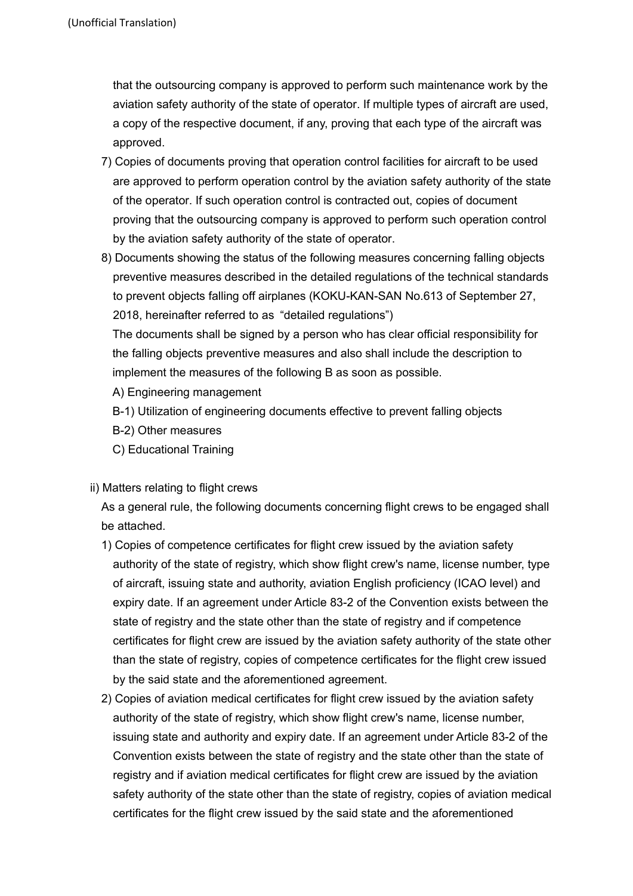that the outsourcing company is approved to perform such maintenance work by the aviation safety authority of the state of operator. If multiple types of aircraft are used, a copy of the respective document, if any, proving that each type of the aircraft was approved.

7) Copies of documents proving that operation control facilities for aircraft to be used are approved to perform operation control by the aviation safety authority of the state of the operator. If such operation control is contracted out, copies of document proving that the outsourcing company is approved to perform such operation control by the aviation safety authority of the state of operator.

8) Documents showing the status of the following measures concerning falling objects preventive measures described in the detailed regulations of the technical standards to prevent objects falling off airplanes (KOKU-KAN-SAN No.613 of September 27, 2018, hereinafter referred to as "detailed regulations")

The documents shall be signed by a person who has clear official responsibility for the falling objects preventive measures and also shall include the description to implement the measures of the following B as soon as possible.

A) Engineering management

B-1) Utilization of engineering documents effective to prevent falling objects

B-2) Other measures

C) Educational Training

ii) Matters relating to flight crews

As a general rule, the following documents concerning flight crews to be engaged shall be attached.

1) Copies of competence certificates for flight crew issued by the aviation safety authority of the state of registry, which show flight crew's name, license number, type of aircraft, issuing state and authority, aviation English proficiency (ICAO level) and expiry date. If an agreement under Article 83-2 of the Convention exists between the state of registry and the state other than the state of registry and if competence certificates for flight crew are issued by the aviation safety authority of the state other than the state of registry, copies of competence certificates for the flight crew issued by the said state and the aforementioned agreement.

2) Copies of aviation medical certificates for flight crew issued by the aviation safety authority of the state of registry, which show flight crew's name, license number, issuing state and authority and expiry date. If an agreement under Article 83-2 of the Convention exists between the state of registry and the state other than the state of registry and if aviation medical certificates for flight crew are issued by the aviation safety authority of the state other than the state of registry, copies of aviation medical certificates for the flight crew issued by the said state and the aforementioned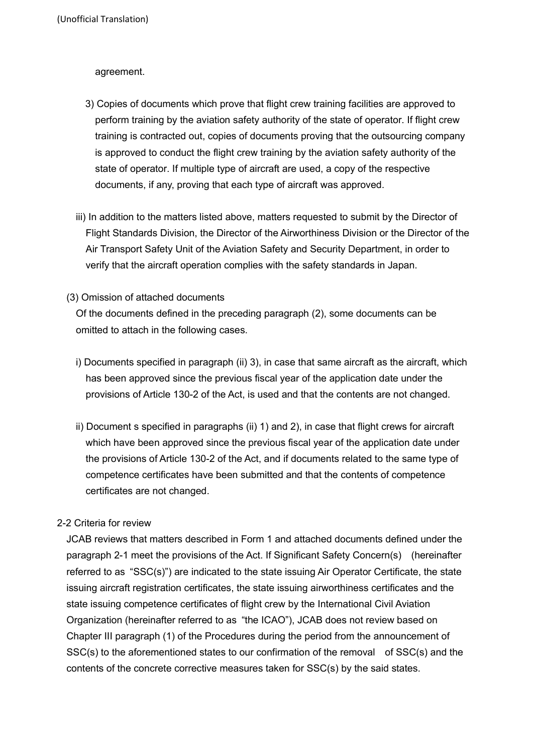agreement.

3) Copies of documents which prove that flight crew training facilities are approved to perform training by the aviation safety authority of the state of operator. If flight crew training is contracted out, copies of documents proving that the outsourcing company is approved to conduct the flight crew training by the aviation safety authority of the state of operator. If multiple type of aircraft are used, a copy of the respective documents, if any, proving that each type of aircraft was approved.

iii) In addition to the matters listed above, matters requested to submit by the Director of Flight Standards Division, the Director of the Airworthiness Division or the Director of the Air Transport Safety Unit of the Aviation Safety and Security Department, in order to verify that the aircraft operation complies with the safety standards in Japan.

(3) Omission of attached documents

Of the documents defined in the preceding paragraph (2), some documents can be omitted to attach in the following cases.

i) Documents specified in paragraph (ii) 3), in case that same aircraft as the aircraft, which has been approved since the previous fiscal year of the application date under the provisions of Article 130-2 of the Act, is used and that the contents are not changed.

ii) Document s specified in paragraphs (ii) 1) and 2), in case that flight crews for aircraft which have been approved since the previous fiscal year of the application date under the provisions of Article 130-2 of the Act, and if documents related to the same type of competence certificates have been submitted and that the contents of competence certificates are not changed.

2-2 Criteria for review

JCAB reviews that matters described in Form 1 and attached documents defined under the paragraph 2-1 meet the provisions of the Act. If Significant Safety Concern(s) (hereinafter referred to as "SSC(s)") are indicated to the state issuing Air Operator Certificate, the state issuing aircraft registration certificates, the state issuing airworthiness certificates and the state issuing competence certificates of flight crew by the International Civil Aviation Organization (hereinafter referred to as "the ICAO"), JCAB does not review based on Chapter III paragraph (1) of the Procedures during the period from the announcement of SSC(s) to the aforementioned states to our confirmation of the removal of SSC(s) and the contents of the concrete corrective measures taken for SSC(s) by the said states.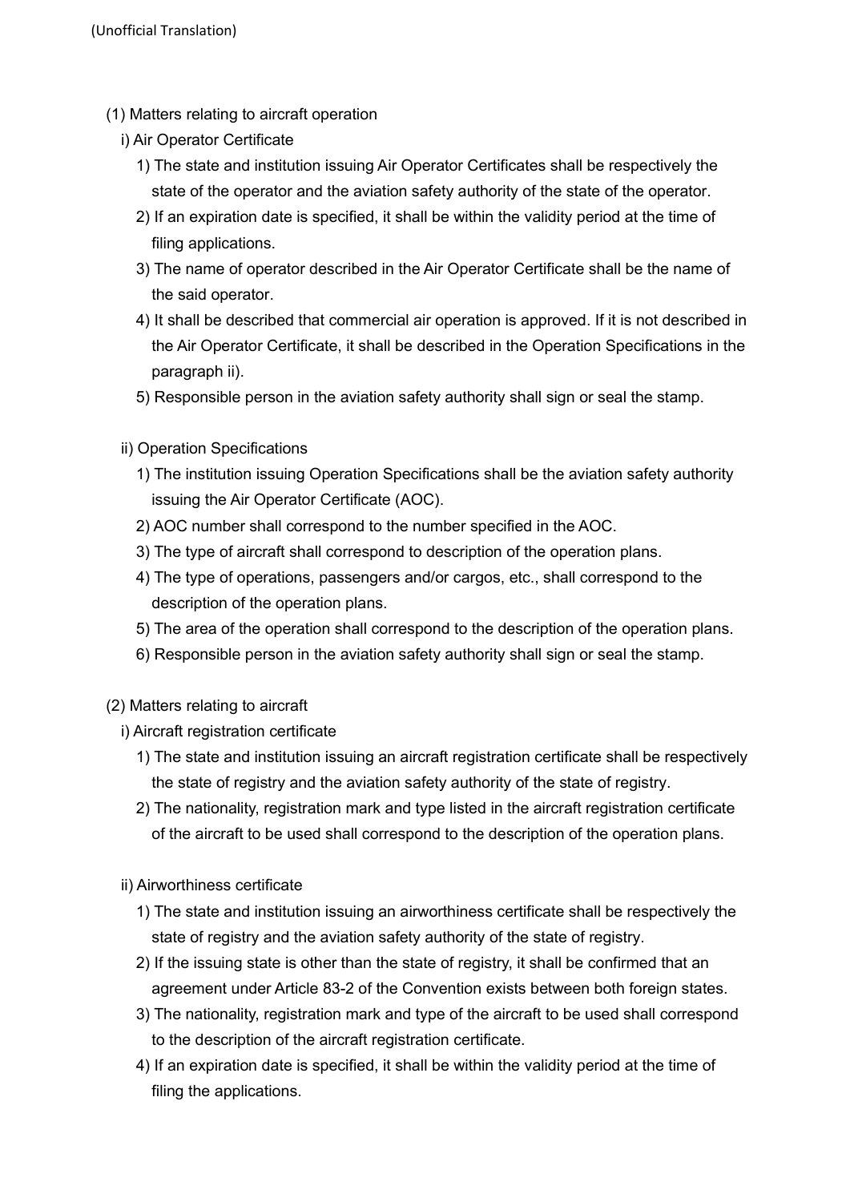(Unofficial Translation)

(1) Matters relating to aircraft operation

i) Air Operator Certificate

1) The state and institution issuing Air Operator Certificates shall be respectively the state of the operator and the aviation safety authority of the state of the operator.

2) If an expiration date is specified, it shall be within the validity period at the time of filing applications.

3) The name of operator described in the Air Operator Certificate shall be the name of the said operator.

4) It shall be described that commercial air operation is approved. If it is not described in the Air Operator Certificate, it shall be described in the Operation Specifications in the paragraph ii).

5) Responsible person in the aviation safety authority shall sign or seal the stamp.

ii) Operation Specifications

1) The institution issuing Operation Specifications shall be the aviation safety authority issuing the Air Operator Certificate (AOC).

2) AOC number shall correspond to the number specified in the AOC.

3) The type of aircraft shall correspond to description of the operation plans.

4) The type of operations, passengers and/or cargos, etc., shall correspond to the description of the operation plans.

5) The area of the operation shall correspond to the description of the operation plans.

6) Responsible person in the aviation safety authority shall sign or seal the stamp.

(2) Matters relating to aircraft

i) Aircraft registration certificate

1) The state and institution issuing an aircraft registration certificate shall be respectively the state of registry and the aviation safety authority of the state of registry.

2) The nationality, registration mark and type listed in the aircraft registration certificate of the aircraft to be used shall correspond to the description of the operation plans.

ii) Airworthiness certificate

1) The state and institution issuing an airworthiness certificate shall be respectively the state of registry and the aviation safety authority of the state of registry.

2) If the issuing state is other than the state of registry, it shall be confirmed that an agreement under Article 83-2 of the Convention exists between both foreign states.

3) The nationality, registration mark and type of the aircraft to be used shall correspond to the description of the aircraft registration certificate.

4) If an expiration date is specified, it shall be within the validity period at the time of filing the applications.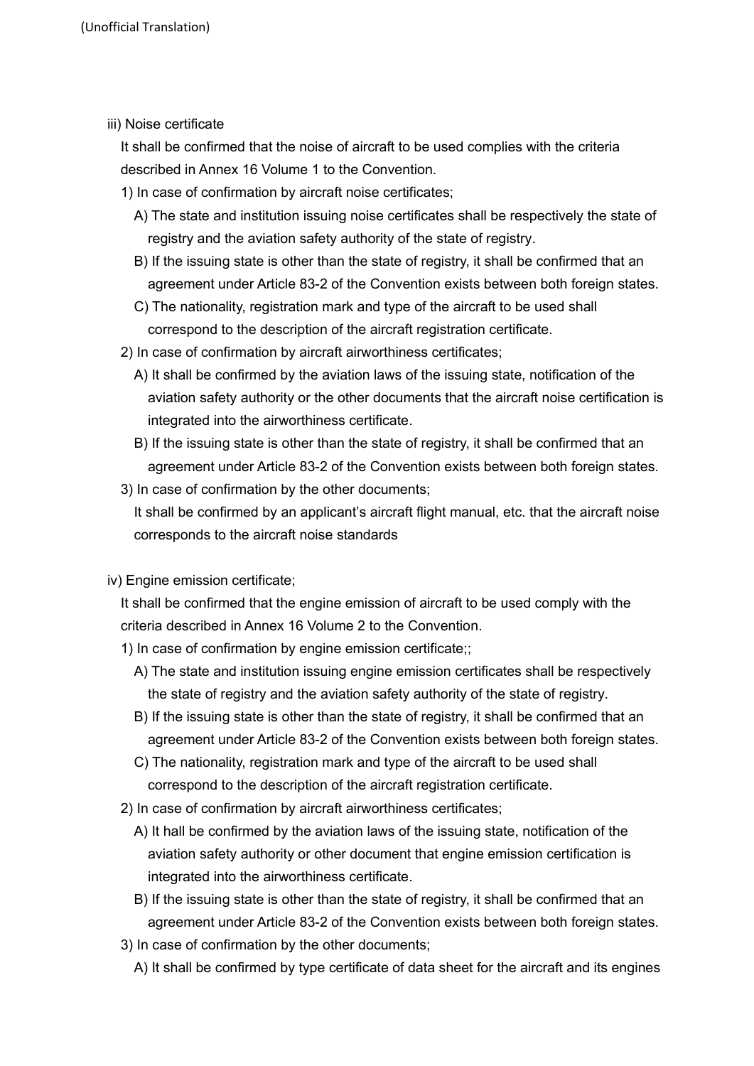iii) Noise certificate

It shall be confirmed that the noise of aircraft to be used complies with the criteria described in Annex 16 Volume 1 to the Convention.

1) In case of confirmation by aircraft noise certificates;

A) The state and institution issuing noise certificates shall be respectively the state of registry and the aviation safety authority of the state of registry.

B) If the issuing state is other than the state of registry, it shall be confirmed that an agreement under Article 83-2 of the Convention exists between both foreign states.

C) The nationality, registration mark and type of the aircraft to be used shall correspond to the description of the aircraft registration certificate.

2) In case of confirmation by aircraft airworthiness certificates;

A) It shall be confirmed by the aviation laws of the issuing state, notification of the aviation safety authority or the other documents that the aircraft noise certification is integrated into the airworthiness certificate.

B) If the issuing state is other than the state of registry, it shall be confirmed that an agreement under Article 83-2 of the Convention exists between both foreign states.

3) In case of confirmation by the other documents;

It shall be confirmed by an applicant's aircraft flight manual, etc. that the aircraft noise corresponds to the aircraft noise standards

iv) Engine emission certificate;

It shall be confirmed that the engine emission of aircraft to be used comply with the criteria described in Annex 16 Volume 2 to the Convention.

1) In case of confirmation by engine emission certificate;;

A) The state and institution issuing engine emission certificates shall be respectively the state of registry and the aviation safety authority of the state of registry.

B) If the issuing state is other than the state of registry, it shall be confirmed that an agreement under Article 83-2 of the Convention exists between both foreign states.

C) The nationality, registration mark and type of the aircraft to be used shall correspond to the description of the aircraft registration certificate.

2) In case of confirmation by aircraft airworthiness certificates;

A) It hall be confirmed by the aviation laws of the issuing state, notification of the aviation safety authority or other document that engine emission certification is integrated into the airworthiness certificate.

B) If the issuing state is other than the state of registry, it shall be confirmed that an agreement under Article 83-2 of the Convention exists between both foreign states.

3) In case of confirmation by the other documents;

A) It shall be confirmed by type certificate of data sheet for the aircraft and its engines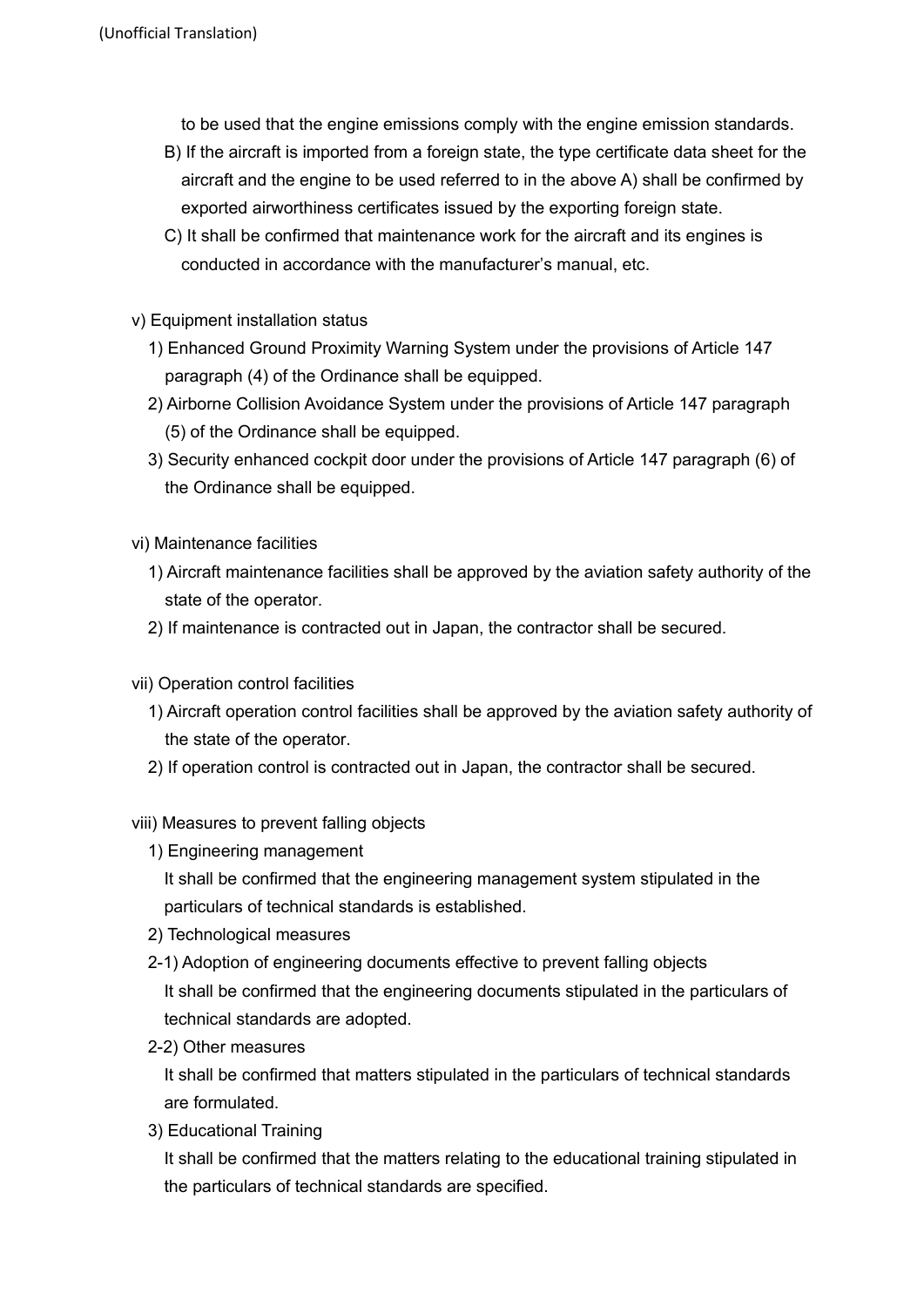(Unofficial Translation)

to be used that the engine emissions comply with the engine emission standards.

B) If the aircraft is imported from a foreign state, the type certificate data sheet for the aircraft and the engine to be used referred to in the above A) shall be confirmed by exported airworthiness certificates issued by the exporting foreign state.

C) It shall be confirmed that maintenance work for the aircraft and its engines is conducted in accordance with the manufacturer's manual, etc.

v) Equipment installation status

1) Enhanced Ground Proximity Warning System under the provisions of Article 147 paragraph (4) of the Ordinance shall be equipped.

2) Airborne Collision Avoidance System under the provisions of Article 147 paragraph (5) of the Ordinance shall be equipped.

3) Security enhanced cockpit door under the provisions of Article 147 paragraph (6) of the Ordinance shall be equipped.

vi) Maintenance facilities

1) Aircraft maintenance facilities shall be approved by the aviation safety authority of the state of the operator.

2) If maintenance is contracted out in Japan, the contractor shall be secured.

vii) Operation control facilities

1) Aircraft operation control facilities shall be approved by the aviation safety authority of the state of the operator.

2) If operation control is contracted out in Japan, the contractor shall be secured.

viii) Measures to prevent falling objects

1) Engineering management

It shall be confirmed that the engineering management system stipulated in the particulars of technical standards is established.

2) Technological measures

2-1) Adoption of engineering documents effective to prevent falling objects

It shall be confirmed that the engineering documents stipulated in the particulars of technical standards are adopted.

2-2) Other measures

It shall be confirmed that matters stipulated in the particulars of technical standards are formulated.

3) Educational Training

It shall be confirmed that the matters relating to the educational training stipulated in the particulars of technical standards are specified.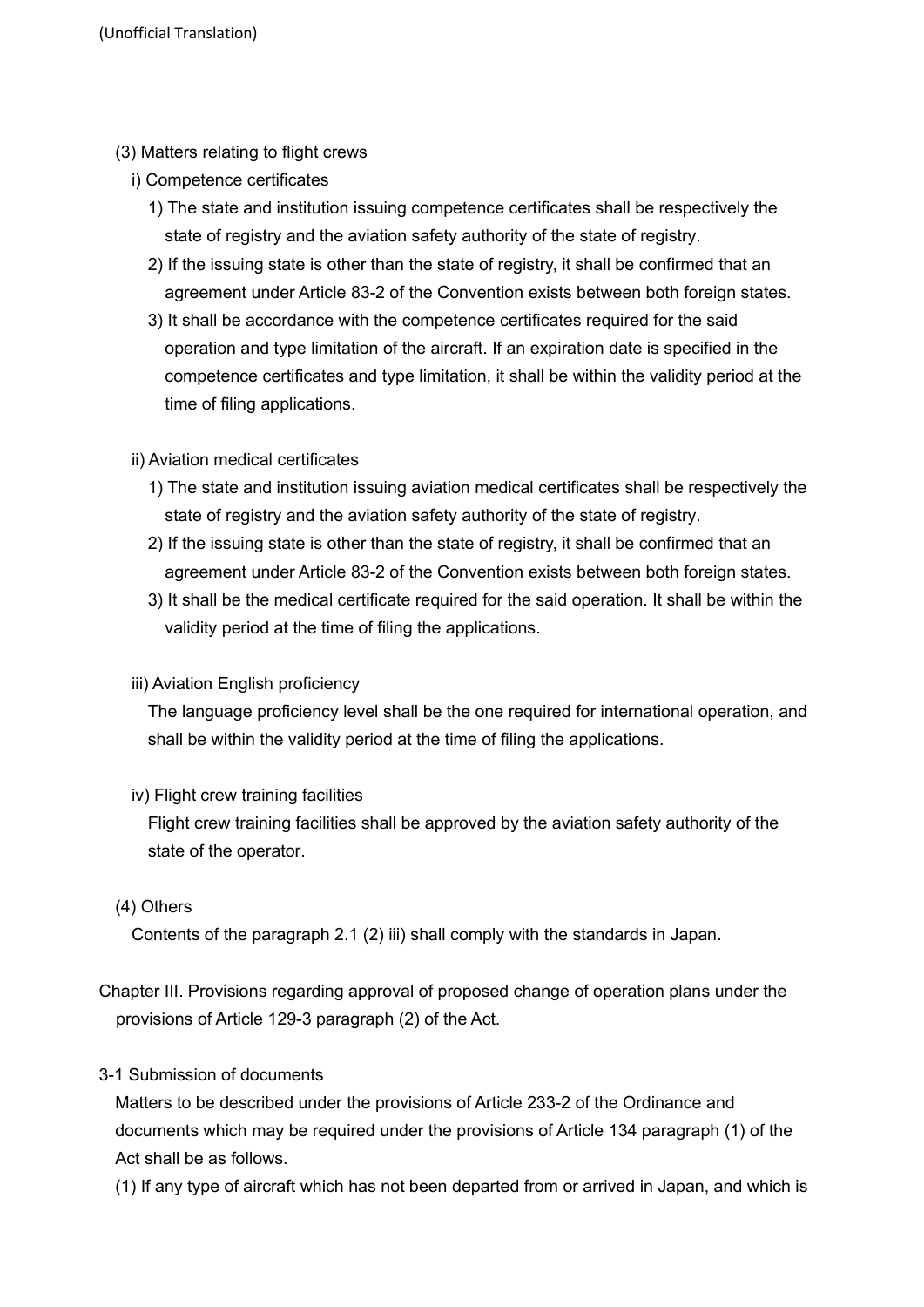(3) Matters relating to flight crews

i) Competence certificates

1) The state and institution issuing competence certificates shall be respectively the state of registry and the aviation safety authority of the state of registry.

2) If the issuing state is other than the state of registry, it shall be confirmed that an agreement under Article 83-2 of the Convention exists between both foreign states.

3) It shall be accordance with the competence certificates required for the said operation and type limitation of the aircraft. If an expiration date is specified in the competence certificates and type limitation, it shall be within the validity period at the time of filing applications.

ii) Aviation medical certificates

1) The state and institution issuing aviation medical certificates shall be respectively the state of registry and the aviation safety authority of the state of registry.

2) If the issuing state is other than the state of registry, it shall be confirmed that an agreement under Article 83-2 of the Convention exists between both foreign states.

3) It shall be the medical certificate required for the said operation. It shall be within the validity period at the time of filing the applications.

iii) Aviation English proficiency

The language proficiency level shall be the one required for international operation, and shall be within the validity period at the time of filing the applications.

iv) Flight crew training facilities

Flight crew training facilities shall be approved by the aviation safety authority of the state of the operator.

(4) Others

Contents of the paragraph 2.1 (2) iii) shall comply with the standards in Japan.

## Chapter III. Provisions regarding approval of proposed change of operation plans under the provisions of Article 129-3 paragraph (2) of the Act.

### 3-1 Submission of documents

Matters to be described under the provisions of Article 233-2 of the Ordinance and documents which may be required under the provisions of Article 134 paragraph (1) of the Act shall be as follows.

(1) If any type of aircraft which has not been departed from or arrived in Japan, and which is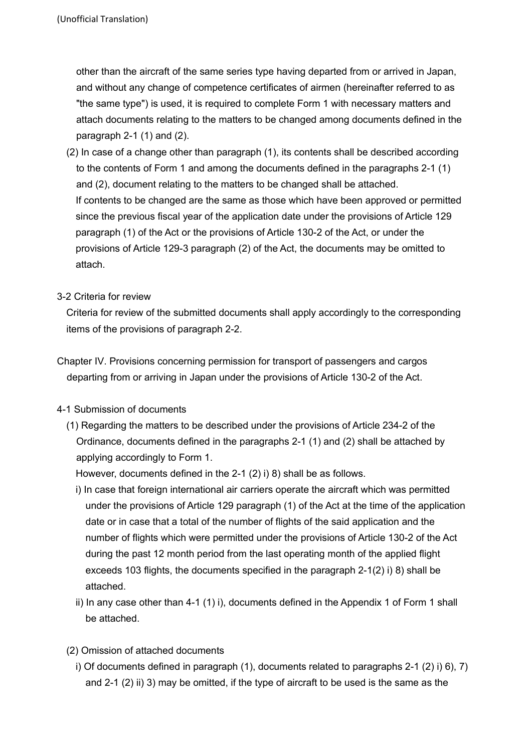other than the aircraft of the same series type having departed from or arrived in Japan, and without any change of competence certificates of airmen (hereinafter referred to as "the same type") is used, it is required to complete Form 1 with necessary matters and attach documents relating to the matters to be changed among documents defined in the paragraph 2-1 (1) and (2).

(2) In case of a change other than paragraph (1), its contents shall be described according to the contents of Form 1 and among the documents defined in the paragraphs 2-1 (1) and (2), document relating to the matters to be changed shall be attached.
If contents to be changed are the same as those which have been approved or permitted since the previous fiscal year of the application date under the provisions of Article 129 paragraph (1) of the Act or the provisions of Article 130-2 of the Act, or under the provisions of Article 129-3 paragraph (2) of the Act, the documents may be omitted to attach.

3-2 Criteria for review

Criteria for review of the submitted documents shall apply accordingly to the corresponding items of the provisions of paragraph 2-2.

Chapter IV. Provisions concerning permission for transport of passengers and cargos departing from or arriving in Japan under the provisions of Article 130-2 of the Act.

4-1 Submission of documents

(1) Regarding the matters to be described under the provisions of Article 234-2 of the Ordinance, documents defined in the paragraphs 2-1 (1) and (2) shall be attached by applying accordingly to Form 1.
However, documents defined in the 2-1 (2) i) 8) shall be as follows.

i) In case that foreign international air carriers operate the aircraft which was permitted under the provisions of Article 129 paragraph (1) of the Act at the time of the application date or in case that a total of the number of flights of the said application and the number of flights which were permitted under the provisions of Article 130-2 of the Act during the past 12 month period from the last operating month of the applied flight exceeds 103 flights, the documents specified in the paragraph 2-1(2) i) 8) shall be attached.

ii) In any case other than 4-1 (1) i), documents defined in the Appendix 1 of Form 1 shall be attached.

(2) Omission of attached documents

i) Of documents defined in paragraph (1), documents related to paragraphs 2-1 (2) i) 6), 7) and 2-1 (2) ii) 3) may be omitted, if the type of aircraft to be used is the same as the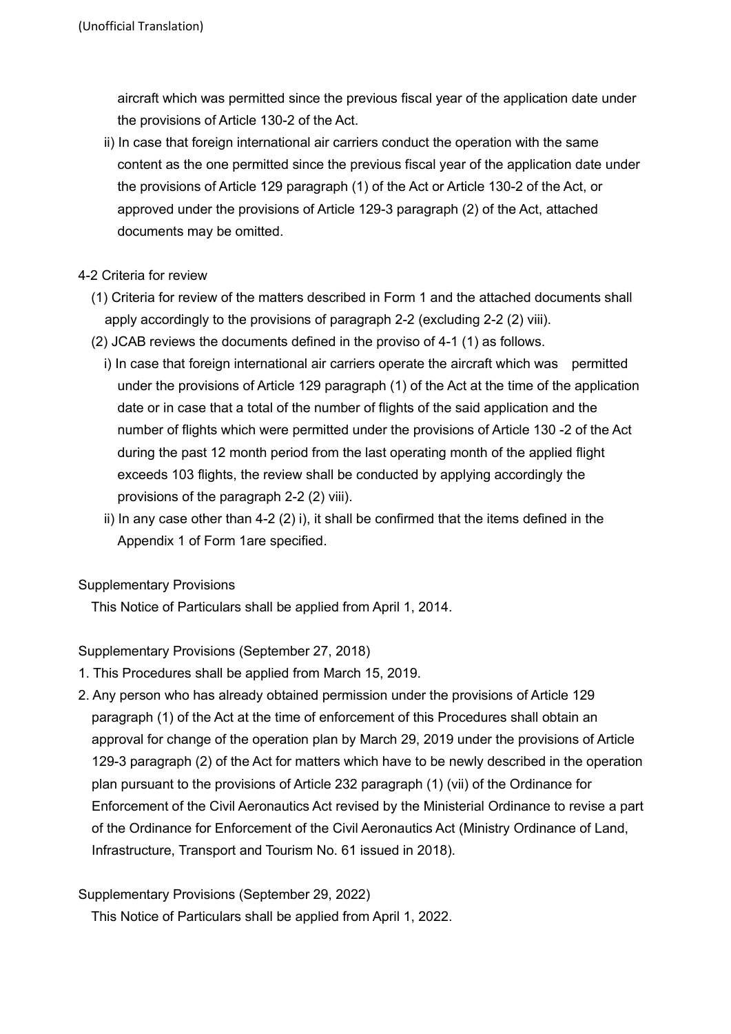aircraft which was permitted since the previous fiscal year of the application date under the provisions of Article 130-2 of the Act.

ii) In case that foreign international air carriers conduct the operation with the same content as the one permitted since the previous fiscal year of the application date under the provisions of Article 129 paragraph (1) of the Act or Article 130-2 of the Act, or approved under the provisions of Article 129-3 paragraph (2) of the Act, attached documents may be omitted.

4-2 Criteria for review

(1) Criteria for review of the matters described in Form 1 and the attached documents shall apply accordingly to the provisions of paragraph 2-2 (excluding 2-2 (2) viii).

(2) JCAB reviews the documents defined in the proviso of 4-1 (1) as follows.

i) In case that foreign international air carriers operate the aircraft which was permitted under the provisions of Article 129 paragraph (1) of the Act at the time of the application date or in case that a total of the number of flights of the said application and the number of flights which were permitted under the provisions of Article 130 -2 of the Act during the past 12 month period from the last operating month of the applied flight exceeds 103 flights, the review shall be conducted by applying accordingly the provisions of the paragraph 2-2 (2) viii).

ii) In any case other than 4-2 (2) i), it shall be confirmed that the items defined in the Appendix 1 of Form 1are specified.

Supplementary Provisions

This Notice of Particulars shall be applied from April 1, 2014.

Supplementary Provisions (September 27, 2018)

1. This Procedures shall be applied from March 15, 2019.
2. Any person who has already obtained permission under the provisions of Article 129 paragraph (1) of the Act at the time of enforcement of this Procedures shall obtain an approval for change of the operation plan by March 29, 2019 under the provisions of Article 129-3 paragraph (2) of the Act for matters which have to be newly described in the operation plan pursuant to the provisions of Article 232 paragraph (1) (vii) of the Ordinance for Enforcement of the Civil Aeronautics Act revised by the Ministerial Ordinance to revise a part of the Ordinance for Enforcement of the Civil Aeronautics Act (Ministry Ordinance of Land, Infrastructure, Transport and Tourism No. 61 issued in 2018).

Supplementary Provisions (September 29, 2022)

This Notice of Particulars shall be applied from April 1, 2022.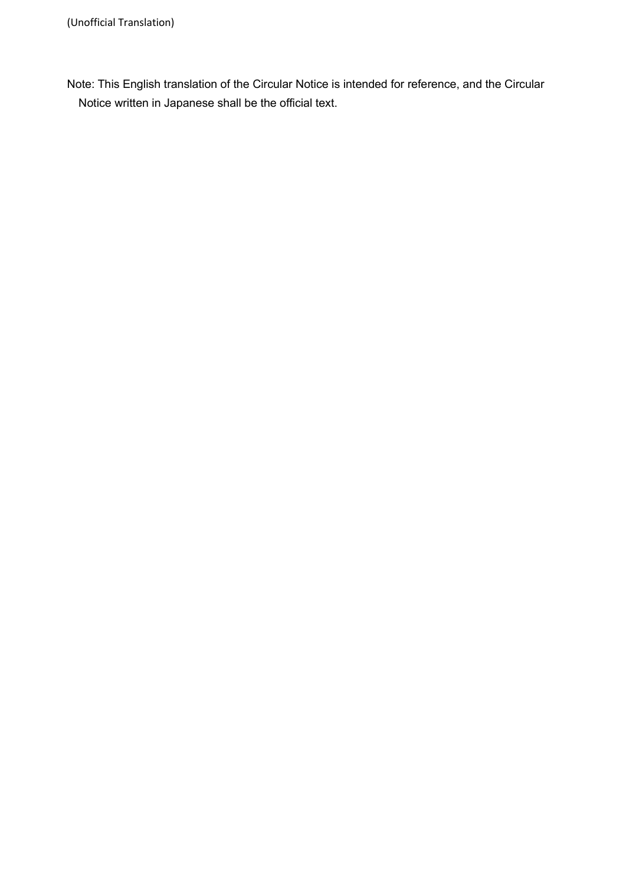(Unofficial Translation)

Note: This English translation of the Circular Notice is intended for reference, and the Circular Notice written in Japanese shall be the official text.